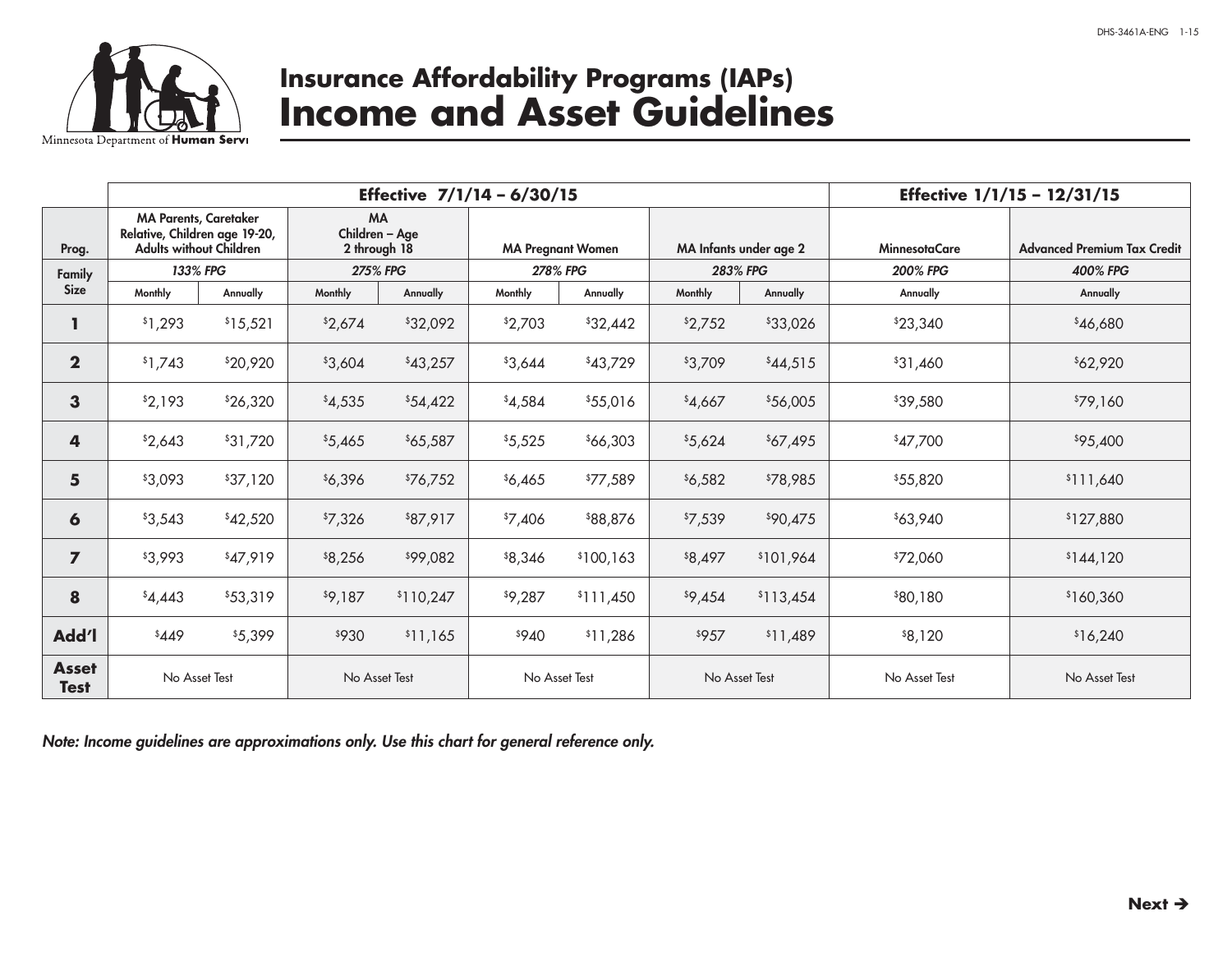Minnesota Department of Human Services

# Insurance Affordability Programs (IAPs)
# Income and Asset Guidelines

| Prog. | MA Parents, Caretaker Relative, Children age 19-20, Adults without Children | | MA Children – Age 2 through 18 | | MA Pregnant Women | | MA Infants under age 2 | | MinnesotaCare | Advanced Premium Tax Credit |
|---|---|---|---|---|---|---|---|---|---|---|
| | Effective 7/1/14 – 6/30/15 | | | | | | | | Effective 1/1/15 – 12/31/15 | |
| **Family Size** | *133% FPG* | | *275% FPG* | | *278% FPG* | | *283% FPG* | | *200% FPG* | *400% FPG* |
| | Monthly | Annually | Monthly | Annually | Monthly | Annually | Monthly | Annually | Annually | Annually |
| **1** | $1,293 | $15,521 | $2,674 | $32,092 | $2,703 | $32,442 | $2,752 | $33,026 | $23,340 | $46,680 |
| **2** | $1,743 | $20,920 | $3,604 | $43,257 | $3,644 | $43,729 | $3,709 | $44,515 | $31,460 | $62,920 |
| **3** | $2,193 | $26,320 | $4,535 | $54,422 | $4,584 | $55,016 | $4,667 | $56,005 | $39,580 | $79,160 |
| **4** | $2,643 | $31,720 | $5,465 | $65,587 | $5,525 | $66,303 | $5,624 | $67,495 | $47,700 | $95,400 |
| **5** | $3,093 | $37,120 | $6,396 | $76,752 | $6,465 | $77,589 | $6,582 | $78,985 | $55,820 | $111,640 |
| **6** | $3,543 | $42,520 | $7,326 | $87,917 | $7,406 | $88,876 | $7,539 | $90,475 | $63,940 | $127,880 |
| **7** | $3,993 | $47,919 | $8,256 | $99,082 | $8,346 | $100,163 | $8,497 | $101,964 | $72,060 | $144,120 |
| **8** | $4,443 | $53,319 | $9,187 | $110,247 | $9,287 | $111,450 | $9,454 | $113,454 | $80,180 | $160,360 |
| **Add'l** | $449 | $5,399 | $930 | $11,165 | $940 | $11,286 | $957 | $11,489 | $8,120 | $16,240 |
| **Asset Test** | No Asset Test | | No Asset Test | | No Asset Test | | No Asset Test | | No Asset Test | No Asset Test |

***Note: Income guidelines are approximations only. Use this chart for general reference only.***

**Next →**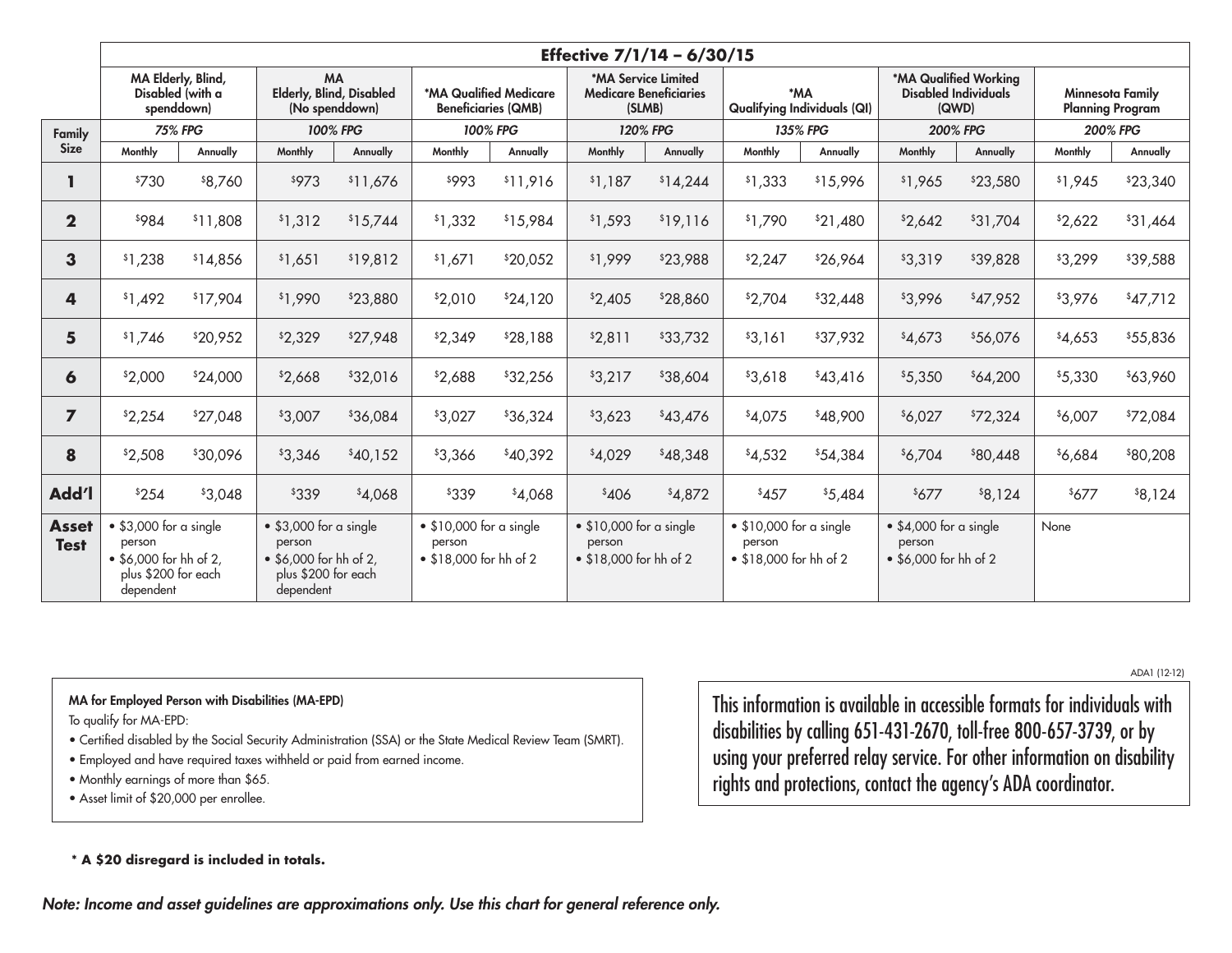| | Effective 7/1/14 – 6/30/15 | | | | | | | | | | | | | |
|---|---|---|---|---|---|---|---|---|---|---|---|---|---|---|
| | MA Elderly, Blind, Disabled (with a spenddown) | | MA Elderly, Blind, Disabled (No spenddown) | | *MA Qualified Medicare Beneficiaries (QMB) | | *MA Service Limited Medicare Beneficiaries (SLMB) | | *MA Qualifying Individuals (QI) | | *MA Qualified Working Disabled Individuals (QWD) | | Minnesota Family Planning Program | |
| **Family Size** | *75% FPG* | | *100% FPG* | | *100% FPG* | | *120% FPG* | | *135% FPG* | | *200% FPG* | | *200% FPG* | |
| | Monthly | Annually | Monthly | Annually | Monthly | Annually | Monthly | Annually | Monthly | Annually | Monthly | Annually | Monthly | Annually |
| **1** | $730 | $8,760 | $973 | $11,676 | $993 | $11,916 | $1,187 | $14,244 | $1,333 | $15,996 | $1,965 | $23,580 | $1,945 | $23,340 |
| **2** | $984 | $11,808 | $1,312 | $15,744 | $1,332 | $15,984 | $1,593 | $19,116 | $1,790 | $21,480 | $2,642 | $31,704 | $2,622 | $31,464 |
| **3** | $1,238 | $14,856 | $1,651 | $19,812 | $1,671 | $20,052 | $1,999 | $23,988 | $2,247 | $26,964 | $3,319 | $39,828 | $3,299 | $39,588 |
| **4** | $1,492 | $17,904 | $1,990 | $23,880 | $2,010 | $24,120 | $2,405 | $28,860 | $2,704 | $32,448 | $3,996 | $47,952 | $3,976 | $47,712 |
| **5** | $1,746 | $20,952 | $2,329 | $27,948 | $2,349 | $28,188 | $2,811 | $33,732 | $3,161 | $37,932 | $4,673 | $56,076 | $4,653 | $55,836 |
| **6** | $2,000 | $24,000 | $2,668 | $32,016 | $2,688 | $32,256 | $3,217 | $38,604 | $3,618 | $43,416 | $5,350 | $64,200 | $5,330 | $63,960 |
| **7** | $2,254 | $27,048 | $3,007 | $36,084 | $3,027 | $36,324 | $3,623 | $43,476 | $4,075 | $48,900 | $6,027 | $72,324 | $6,007 | $72,084 |
| **8** | $2,508 | $30,096 | $3,346 | $40,152 | $3,366 | $40,392 | $4,029 | $48,348 | $4,532 | $54,384 | $6,704 | $80,448 | $6,684 | $80,208 |
| **Add'l** | $254 | $3,048 | $339 | $4,068 | $339 | $4,068 | $406 | $4,872 | $457 | $5,484 | $677 | $8,124 | $677 | $8,124 |
| **Asset Test** | • $3,000 for a single person • $6,000 for hh of 2, plus $200 for each dependent | | • $3,000 for a single person • $6,000 for hh of 2, plus $200 for each dependent | | • $10,000 for a single person • $18,000 for hh of 2 | | • $10,000 for a single person • $18,000 for hh of 2 | | • $10,000 for a single person • $18,000 for hh of 2 | | • $4,000 for a single person • $6,000 for hh of 2 | | None | |

**MA for Employed Person with Disabilities (MA-EPD)**

To qualify for MA-EPD:

- Certified disabled by the Social Security Administration (SSA) or the State Medical Review Team (SMRT).
- Employed and have required taxes withheld or paid from earned income.
- Monthly earnings of more than $65.
- Asset limit of $20,000 per enrollee.

ADA1 (12-12)

This information is available in accessible formats for individuals with disabilities by calling 651-431-2670, toll-free 800-657-3739, or by using your preferred relay service. For other information on disability rights and protections, contact the agency's ADA coordinator.

**\* A $20 disregard is included in totals.**

***Note: Income and asset guidelines are approximations only. Use this chart for general reference only.***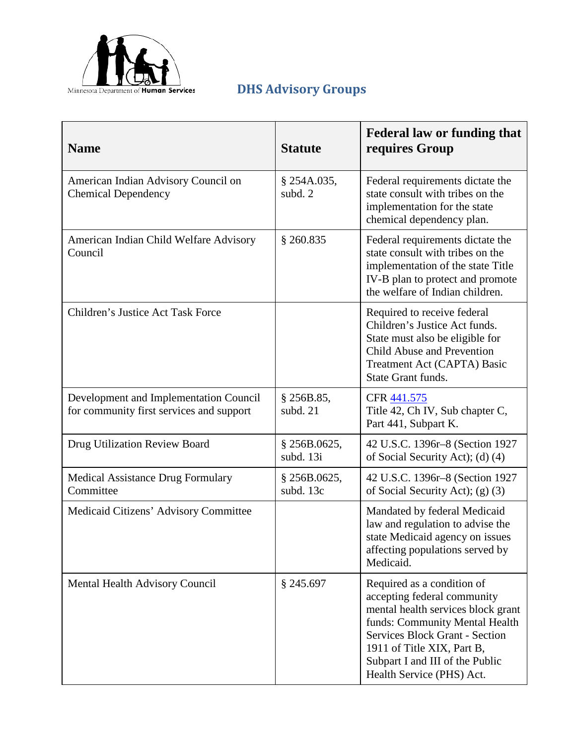# DHS Advisory Groups

| Name | Statute | Federal law or funding that requires Group |
|---|---|---|
| American Indian Advisory Council on Chemical Dependency | § 254A.035, subd. 2 | Federal requirements dictate the state consult with tribes on the implementation for the state chemical dependency plan. |
| American Indian Child Welfare Advisory Council | § 260.835 | Federal requirements dictate the state consult with tribes on the implementation of the state Title IV-B plan to protect and promote the welfare of Indian children. |
| Children's Justice Act Task Force | | Required to receive federal Children's Justice Act funds. State must also be eligible for Child Abuse and Prevention Treatment Act (CAPTA) Basic State Grant funds. |
| Development and Implementation Council for community first services and support | § 256B.85, subd. 21 | CFR 441.575 Title 42, Ch IV, Sub chapter C, Part 441, Subpart K. |
| Drug Utilization Review Board | § 256B.0625, subd. 13i | 42 U.S.C. 1396r–8 (Section 1927 of Social Security Act); (d) (4) |
| Medical Assistance Drug Formulary Committee | § 256B.0625, subd. 13c | 42 U.S.C. 1396r–8 (Section 1927 of Social Security Act); (g) (3) |
| Medicaid Citizens' Advisory Committee | | Mandated by federal Medicaid law and regulation to advise the state Medicaid agency on issues affecting populations served by Medicaid. |
| Mental Health Advisory Council | § 245.697 | Required as a condition of accepting federal community mental health services block grant funds: Community Mental Health Services Block Grant - Section 1911 of Title XIX, Part B, Subpart I and III of the Public Health Service (PHS) Act. |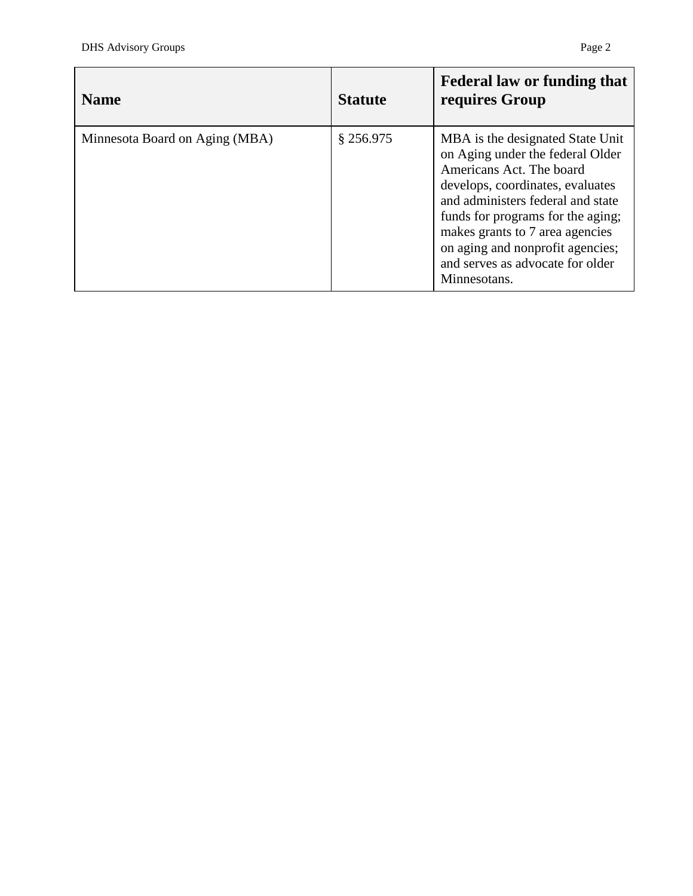| Name | Statute | Federal law or funding that requires Group |
|---|---|---|
| Minnesota Board on Aging (MBA) | § 256.975 | MBA is the designated State Unit on Aging under the federal Older Americans Act. The board develops, coordinates, evaluates and administers federal and state funds for programs for the aging; makes grants to 7 area agencies on aging and nonprofit agencies; and serves as advocate for older Minnesotans. |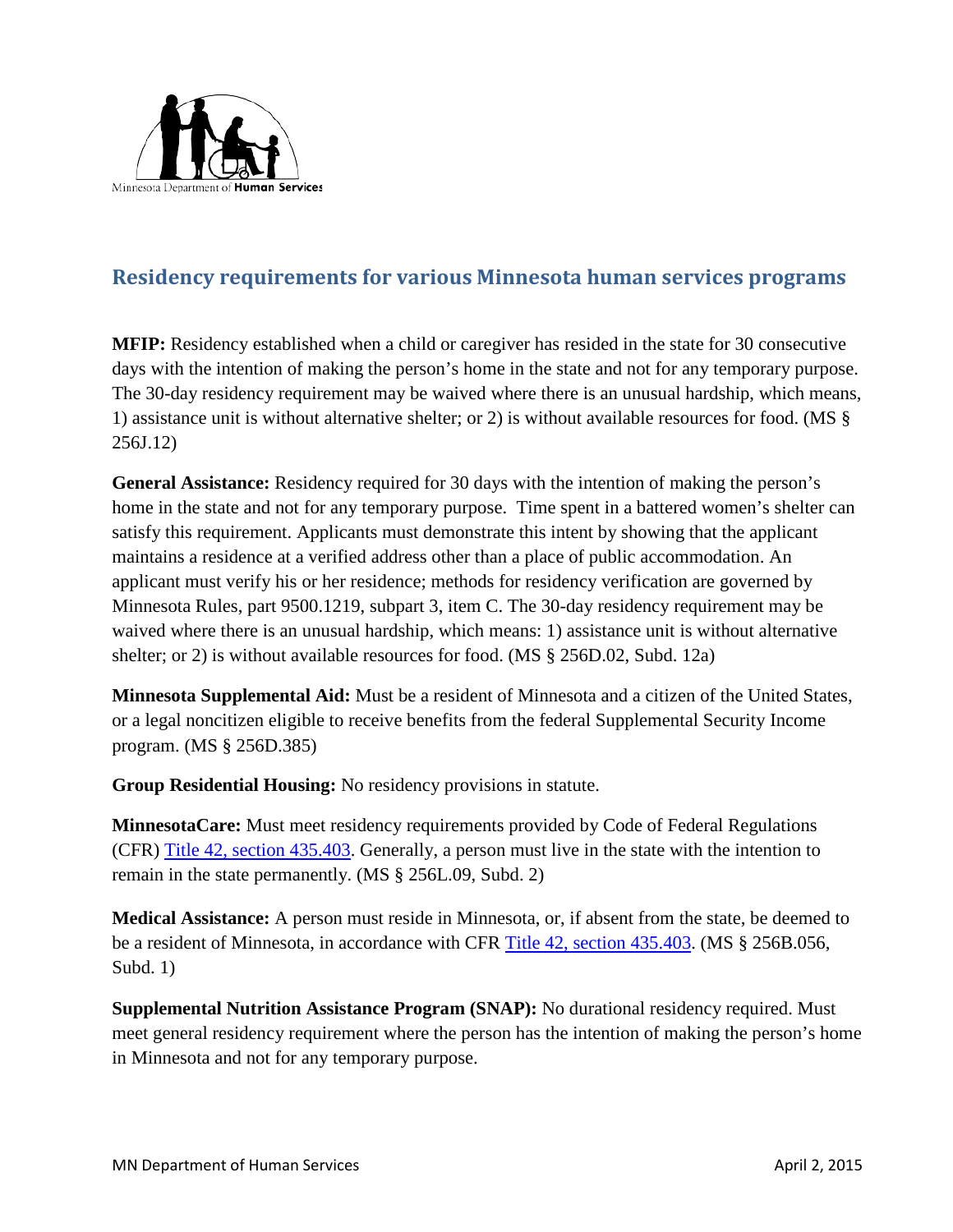## Residency requirements for various Minnesota human services programs

**MFIP:** Residency established when a child or caregiver has resided in the state for 30 consecutive days with the intention of making the person's home in the state and not for any temporary purpose. The 30-day residency requirement may be waived where there is an unusual hardship, which means, 1) assistance unit is without alternative shelter; or 2) is without available resources for food. (MS § 256J.12)

**General Assistance:** Residency required for 30 days with the intention of making the person's home in the state and not for any temporary purpose. Time spent in a battered women's shelter can satisfy this requirement. Applicants must demonstrate this intent by showing that the applicant maintains a residence at a verified address other than a place of public accommodation. An applicant must verify his or her residence; methods for residency verification are governed by Minnesota Rules, part 9500.1219, subpart 3, item C. The 30-day residency requirement may be waived where there is an unusual hardship, which means: 1) assistance unit is without alternative shelter; or 2) is without available resources for food. (MS § 256D.02, Subd. 12a)

**Minnesota Supplemental Aid:** Must be a resident of Minnesota and a citizen of the United States, or a legal noncitizen eligible to receive benefits from the federal Supplemental Security Income program. (MS § 256D.385)

**Group Residential Housing:** No residency provisions in statute.

**MinnesotaCare:** Must meet residency requirements provided by Code of Federal Regulations (CFR) Title 42, section 435.403. Generally, a person must live in the state with the intention to remain in the state permanently. (MS § 256L.09, Subd. 2)

**Medical Assistance:** A person must reside in Minnesota, or, if absent from the state, be deemed to be a resident of Minnesota, in accordance with CFR Title 42, section 435.403. (MS § 256B.056, Subd. 1)

**Supplemental Nutrition Assistance Program (SNAP):** No durational residency required. Must meet general residency requirement where the person has the intention of making the person's home in Minnesota and not for any temporary purpose.